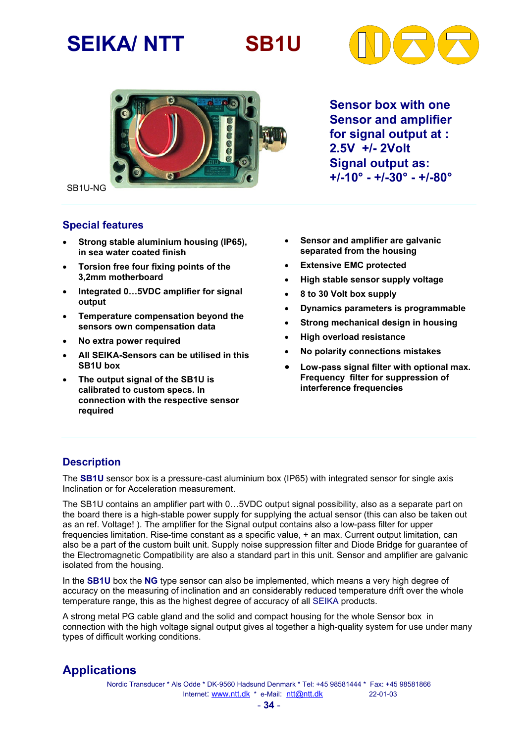# SEIKA/ NTT SB1U

SB1U-NG

**Sensor box with one Sensor and amplifier for signal output at : 2.5V +/- 2Volt**
**Signal output as: +/-10° - +/-30° - +/-80°**

## Special features

- **Strong stable aluminium housing (IP65), in sea water coated finish**
- **Torsion free four fixing points of the 3,2mm motherboard**
- **Integrated 0…5VDC amplifier for signal output**
- **Temperature compensation beyond the sensors own compensation data**
- **No extra power required**
- **All SEIKA-Sensors can be utilised in this SB1U box**
- **The output signal of the SB1U is calibrated to custom specs. In connection with the respective sensor required**
- **Sensor and amplifier are galvanic separated from the housing**
- **Extensive EMC protected**
- **High stable sensor supply voltage**
- **8 to 30 Volt box supply**
- **Dynamics parameters is programmable**
- **Strong mechanical design in housing**
- **High overload resistance**
- **No polarity connections mistakes**
- **Low-pass signal filter with optional max. Frequency filter for suppression of interference frequencies**

## Description

The **SB1U** sensor box is a pressure-cast aluminium box (IP65) with integrated sensor for single axis Inclination or for Acceleration measurement.

The SB1U contains an amplifier part with 0…5VDC output signal possibility, also as a separate part on the board there is a high-stable power supply for supplying the actual sensor (this can also be taken out as an ref. Voltage! ). The amplifier for the Signal output contains also a low-pass filter for upper frequencies limitation. Rise-time constant as a specific value, + an max. Current output limitation, can also be a part of the custom built unit. Supply noise suppression filter and Diode Bridge for guarantee of the Electromagnetic Compatibility are also a standard part in this unit. Sensor and amplifier are galvanic isolated from the housing.

In the **SB1U** box the **NG** type sensor can also be implemented, which means a very high degree of accuracy on the measuring of inclination and an considerably reduced temperature drift over the whole temperature range, this as the highest degree of accuracy of all SEIKA products.

A strong metal PG cable gland and the solid and compact housing for the whole Sensor box in connection with the high voltage signal output gives al together a high-quality system for use under many types of difficult working conditions.

## Applications

Nordic Transducer * Als Odde * DK-9560 Hadsund Denmark * Tel: +45 98581444 * Fax: +45 98581866
Internet: www.ntt.dk * e-Mail: ntt@ntt.dk 22-01-03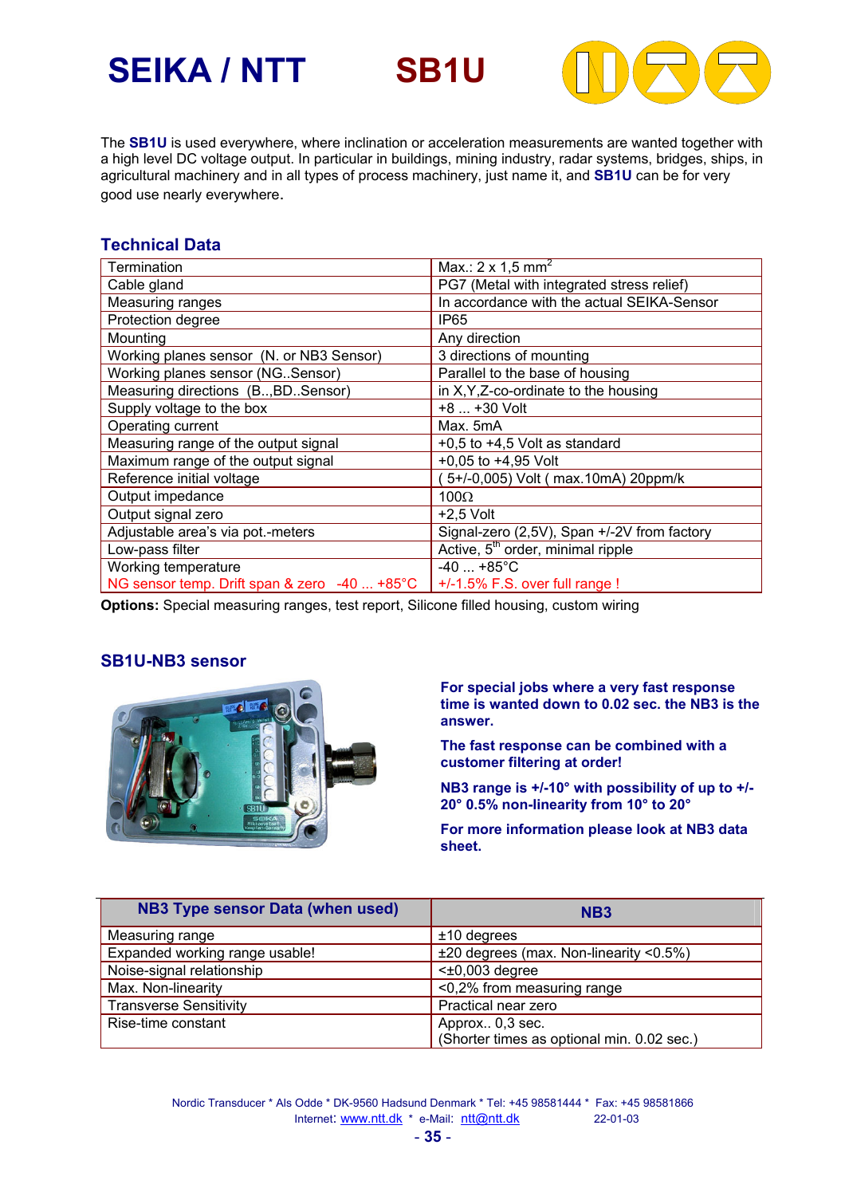# SEIKA / NTT SB1U

The **SB1U** is used everywhere, where inclination or acceleration measurements are wanted together with a high level DC voltage output. In particular in buildings, mining industry, radar systems, bridges, ships, in agricultural machinery and in all types of process machinery, just name it, and **SB1U** can be for very good use nearly everywhere.

## Technical Data

| | |
|---|---|
| Termination | Max.: 2 x 1,5 mm$^2$ |
| Cable gland | PG7 (Metal with integrated stress relief) |
| Measuring ranges | In accordance with the actual SEIKA-Sensor |
| Protection degree | IP65 |
| Mounting | Any direction |
| Working planes sensor (N. or NB3 Sensor) | 3 directions of mounting |
| Working planes sensor (NG..Sensor) | Parallel to the base of housing |
| Measuring directions (B..,BD..Sensor) | in X,Y,Z-co-ordinate to the housing |
| Supply voltage to the box | +8 ... +30 Volt |
| Operating current | Max. 5mA |
| Measuring range of the output signal | +0,5 to +4,5 Volt as standard |
| Maximum range of the output signal | +0,05 to +4,95 Volt |
| Reference initial voltage | ( 5+/-0,005) Volt ( max.10mA) 20ppm/k |
| Output impedance | 100Ω |
| Output signal zero | +2,5 Volt |
| Adjustable area's via pot.-meters | Signal-zero (2,5V), Span +/-2V from factory |
| Low-pass filter | Active, 5$^{th}$ order, minimal ripple |
| Working temperature | -40 ... +85°C |
| NG sensor temp. Drift span & zero -40 ... +85°C | +/-1.5% F.S. over full range ! |

**Options:** Special measuring ranges, test report, Silicone filled housing, custom wiring

## SB1U-NB3 sensor

**For special jobs where a very fast response time is wanted down to 0.02 sec. the NB3 is the answer.**

**The fast response can be combined with a customer filtering at order!**

**NB3 range is +/-10° with possibility of up to +/-20° 0.5% non-linearity from 10° to 20°**

**For more information please look at NB3 data sheet.**

| NB3 Type sensor Data (when used) | NB3 |
|---|---|
| Measuring range | ±10 degrees |
| Expanded working range usable! | ±20 degrees (max. Non-linearity <0.5%) |
| Noise-signal relationship | <±0,003 degree |
| Max. Non-linearity | <0,2% from measuring range |
| Transverse Sensitivity | Practical near zero |
| Rise-time constant | Approx.. 0,3 sec.<br>(Shorter times as optional min. 0.02 sec.) |

Nordic Transducer * Als Odde * DK-9560 Hadsund Denmark * Tel: +45 98581444 * Fax: +45 98581866
Internet: www.ntt.dk * e-Mail: ntt@ntt.dk 22-01-03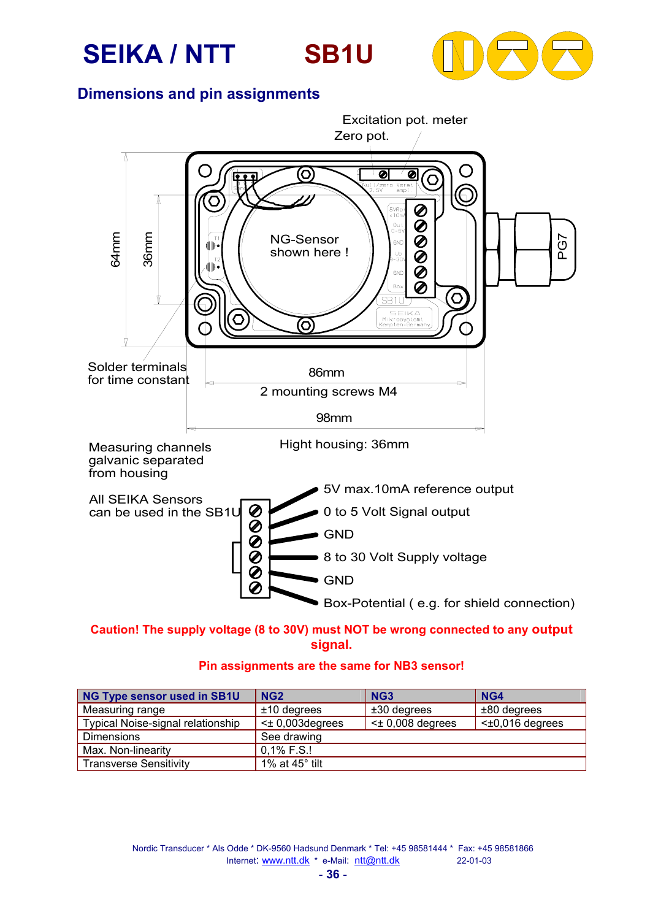# SEIKA / NTT SB1U

## Dimensions and pin assignments

Excitation pot. meter
Zero pot.

NG-Sensor shown here !

64mm
36mm
PG7

Solder terminals for time constant

86mm
2 mounting screws M4
98mm

Hight housing: 36mm

Measuring channels galvanic separated from housing

All SEIKA Sensors can be used in the SB1U

5V max.10mA reference output
0 to 5 Volt Signal output
GND
8 to 30 Volt Supply voltage
GND
Box-Potential ( e.g. for shield connection)

**Caution! The supply voltage (8 to 30V) must NOT be wrong connected to any output signal.**

**Pin assignments are the same for NB3 sensor!**

| NG Type sensor used in SB1U | NG2 | NG3 | NG4 |
|---|---|---|---|
| Measuring range | ±10 degrees | ±30 degrees | ±80 degrees |
| Typical Noise-signal relationship | <± 0,003degrees | <± 0,008 degrees | <±0,016 degrees |
| Dimensions | See drawing | | |
| Max. Non-linearity | 0,1% F.S.! | | |
| Transverse Sensitivity | 1% at 45° tilt | | |

Nordic Transducer * Als Odde * DK-9560 Hadsund Denmark * Tel: +45 98581444 * Fax: +45 98581866
Internet: www.ntt.dk * e-Mail: ntt@ntt.dk 22-01-03